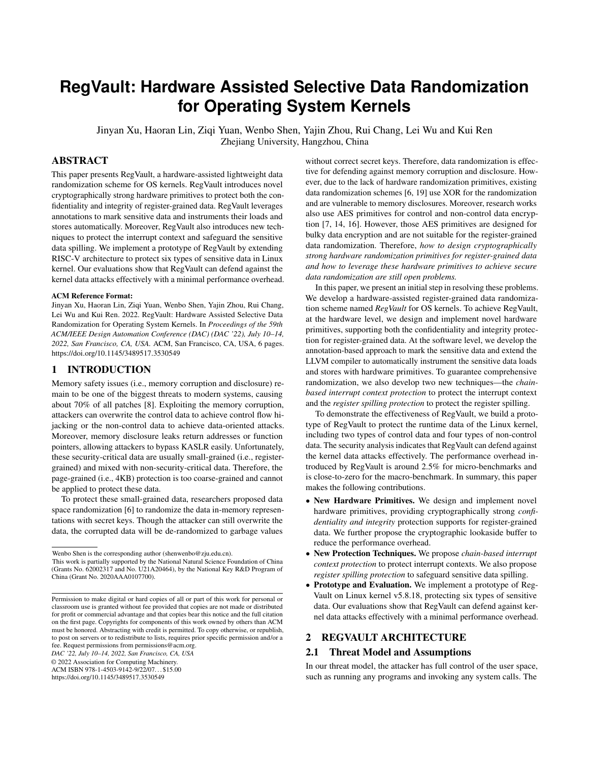# RegVault: Hardware Assisted Selective Data Randomization for Operating System Kernels

Jinyan Xu, Haoran Lin, Ziqi Yuan, Wenbo Shen, Yajin Zhou, Rui Chang, Lei Wu and Kui Ren
Zhejiang University, Hangzhou, China

## ABSTRACT

This paper presents RegVault, a hardware-assisted lightweight data randomization scheme for OS kernels. RegVault introduces novel cryptographically strong hardware primitives to protect both the confidentiality and integrity of register-grained data. RegVault leverages annotations to mark sensitive data and instruments their loads and stores automatically. Moreover, RegVault also introduces new techniques to protect the interrupt context and safeguard the sensitive data spilling. We implement a prototype of RegVault by extending RISC-V architecture to protect six types of sensitive data in Linux kernel. Our evaluations show that RegVault can defend against the kernel data attacks effectively with a minimal performance overhead.

**ACM Reference Format:**
Jinyan Xu, Haoran Lin, Ziqi Yuan, Wenbo Shen, Yajin Zhou, Rui Chang, Lei Wu and Kui Ren. 2022. RegVault: Hardware Assisted Selective Data Randomization for Operating System Kernels. In *Proceedings of the 59th ACM/IEEE Design Automation Conference (DAC) (DAC '22), July 10–14, 2022, San Francisco, CA, USA.* ACM, San Francisco, CA, USA, 6 pages. https://doi.org/10.1145/3489517.3530549

## 1 INTRODUCTION

Memory safety issues (i.e., memory corruption and disclosure) remain to be one of the biggest threats to modern systems, causing about 70% of all patches [8]. Exploiting the memory corruption, attackers can overwrite the control data to achieve control flow hijacking or the non-control data to achieve data-oriented attacks. Moreover, memory disclosure leaks return addresses or function pointers, allowing attackers to bypass KASLR easily. Unfortunately, these security-critical data are usually small-grained (i.e., register-grained) and mixed with non-security-critical data. Therefore, the page-grained (i.e., 4KB) protection is too coarse-grained and cannot be applied to protect these data.

To protect these small-grained data, researchers proposed data space randomization [6] to randomize the data in-memory representations with secret keys. Though the attacker can still overwrite the data, the corrupted data will be de-randomized to garbage values without correct secret keys. Therefore, data randomization is effective for defending against memory corruption and disclosure. However, due to the lack of hardware randomization primitives, existing data randomization schemes [6, 19] use XOR for the randomization and are vulnerable to memory disclosures. Moreover, research works also use AES primitives for control and non-control data encryption [7, 14, 16]. However, those AES primitives are designed for bulky data encryption and are not suitable for the register-grained data randomization. Therefore, *how to design cryptographically strong hardware randomization primitives for register-grained data and how to leverage these hardware primitives to achieve secure data randomization are still open problems.*

In this paper, we present an initial step in resolving these problems. We develop a hardware-assisted register-grained data randomization scheme named *RegVault* for OS kernels. To achieve RegVault, at the hardware level, we design and implement novel hardware primitives, supporting both the confidentiality and integrity protection for register-grained data. At the software level, we develop the annotation-based approach to mark the sensitive data and extend the LLVM compiler to automatically instrument the sensitive data loads and stores with hardware primitives. To guarantee comprehensive randomization, we also develop two new techniques—the *chain-based interrupt context protection* to protect the interrupt context and the *register spilling protection* to protect the register spilling.

To demonstrate the effectiveness of RegVault, we build a prototype of RegVault to protect the runtime data of the Linux kernel, including two types of control data and four types of non-control data. The security analysis indicates that RegVault can defend against the kernel data attacks effectively. The performance overhead introduced by RegVault is around 2.5% for micro-benchmarks and is close-to-zero for the macro-benchmark. In summary, this paper makes the following contributions.

- **New Hardware Primitives.** We design and implement novel hardware primitives, providing cryptographically strong *confidentiality and integrity* protection supports for register-grained data. We further propose the cryptographic lookaside buffer to reduce the performance overhead.
- **New Protection Techniques.** We propose *chain-based interrupt context protection* to protect interrupt contexts. We also propose *register spilling protection* to safeguard sensitive data spilling.
- **Prototype and Evaluation.** We implement a prototype of RegVault on Linux kernel v5.8.18, protecting six types of sensitive data. Our evaluations show that RegVault can defend against kernel data attacks effectively with a minimal performance overhead.

## 2 REGVAULT ARCHITECTURE

### 2.1 Threat Model and Assumptions

In our threat model, the attacker has full control of the user space, such as running any programs and invoking any system calls. The

---

Wenbo Shen is the corresponding author (shenwenbo@zju.edu.cn).
This work is partially supported by the National Natural Science Foundation of China (Grants No. 62002317 and No. U21A20464), by the National Key R&D Program of China (Grant No. 2020AAA0107700).

Permission to make digital or hard copies of all or part of this work for personal or classroom use is granted without fee provided that copies are not made or distributed for profit or commercial advantage and that copies bear this notice and the full citation on the first page. Copyrights for components of this work owned by others than ACM must be honored. Abstracting with credit is permitted. To copy otherwise, or republish, to post on servers or to redistribute to lists, requires prior specific permission and/or a fee. Request permissions from permissions@acm.org.
*DAC '22, July 10–14, 2022, San Francisco, CA, USA*
© 2022 Association for Computing Machinery.
ACM ISBN 978-1-4503-9142-9/22/07…$15.00
https://doi.org/10.1145/3489517.3530549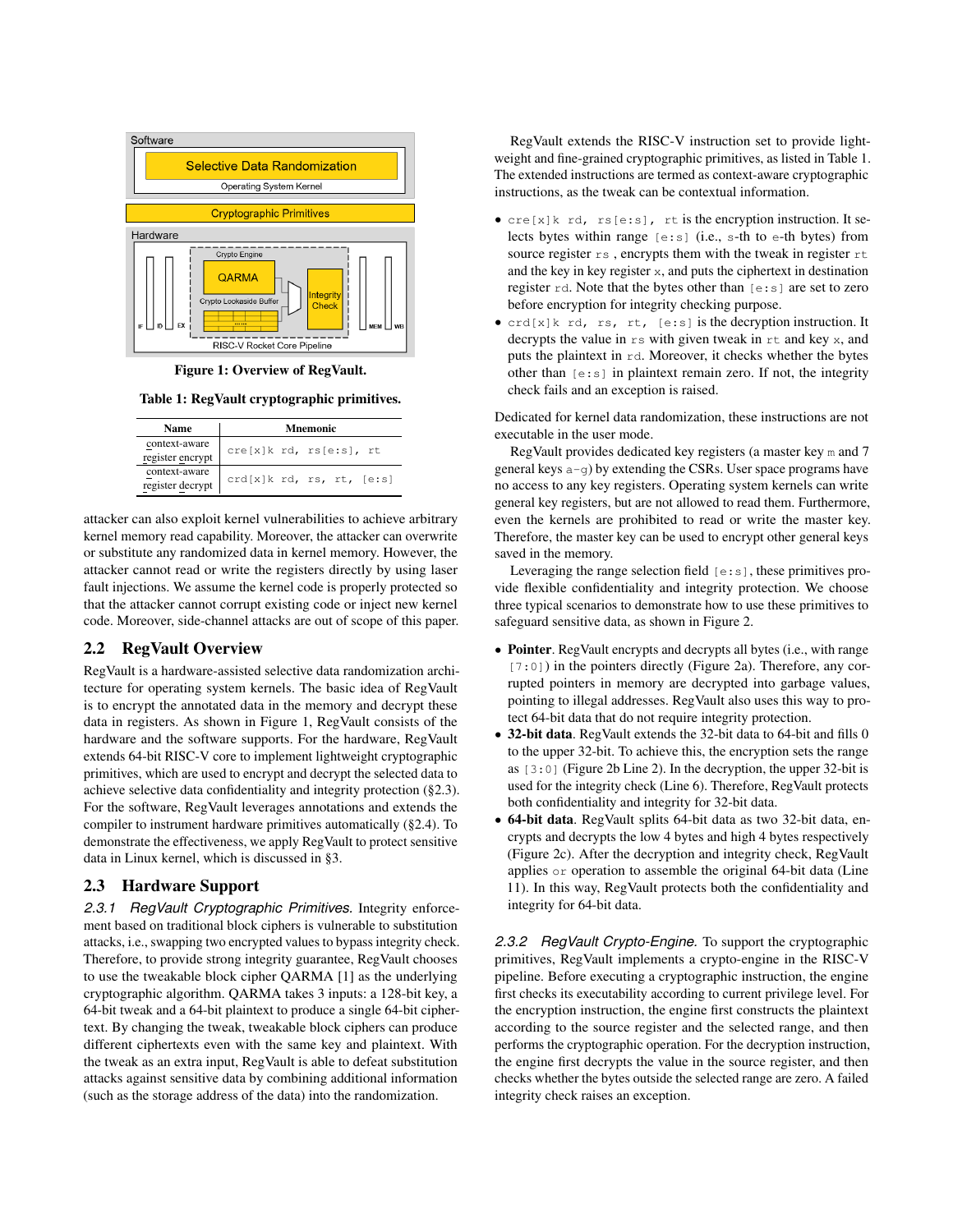Figure 1: Overview of RegVault.

Table 1: RegVault cryptographic primitives.

| Name | Mnemonic |
|---|---|
| context-aware register encrypt | `cre[x]k rd, rs[e:s], rt` |
| context-aware register decrypt | `crd[x]k rd, rs, rt, [e:s]` |

attacker can also exploit kernel vulnerabilities to achieve arbitrary kernel memory read capability. Moreover, the attacker can overwrite or substitute any randomized data in kernel memory. However, the attacker cannot read or write the registers directly by using laser fault injections. We assume the kernel code is properly protected so that the attacker cannot corrupt existing code or inject new kernel code. Moreover, side-channel attacks are out of scope of this paper.

## 2.2 RegVault Overview

RegVault is a hardware-assisted selective data randomization architecture for operating system kernels. The basic idea of RegVault is to encrypt the annotated data in the memory and decrypt these data in registers. As shown in Figure 1, RegVault consists of the hardware and the software supports. For the hardware, RegVault extends 64-bit RISC-V core to implement lightweight cryptographic primitives, which are used to encrypt and decrypt the selected data to achieve selective data confidentiality and integrity protection (§2.3). For the software, RegVault leverages annotations and extends the compiler to instrument hardware primitives automatically (§2.4). To demonstrate the effectiveness, we apply RegVault to protect sensitive data in Linux kernel, which is discussed in §3.

## 2.3 Hardware Support

*2.3.1 RegVault Cryptographic Primitives.* Integrity enforcement based on traditional block ciphers is vulnerable to substitution attacks, i.e., swapping two encrypted values to bypass integrity check. Therefore, to provide strong integrity guarantee, RegVault chooses to use the tweakable block cipher QARMA [1] as the underlying cryptographic algorithm. QARMA takes 3 inputs: a 128-bit key, a 64-bit tweak and a 64-bit plaintext to produce a single 64-bit ciphertext. By changing the tweak, tweakable block ciphers can produce different ciphertexts even with the same key and plaintext. With the tweak as an extra input, RegVault is able to defeat substitution attacks against sensitive data by combining additional information (such as the storage address of the data) into the randomization.

RegVault extends the RISC-V instruction set to provide lightweight and fine-grained cryptographic primitives, as listed in Table 1. The extended instructions are termed as context-aware cryptographic instructions, as the tweak can be contextual information.

- `cre[x]k rd, rs[e:s], rt` is the encryption instruction. It selects bytes within range `[e:s]` (i.e., `s`-th to `e`-th bytes) from source register `rs`, encrypts them with the tweak in register `rt` and the key in key register `x`, and puts the ciphertext in destination register `rd`. Note that the bytes other than `[e:s]` are set to zero before encryption for integrity checking purpose.
- `crd[x]k rd, rs, rt, [e:s]` is the decryption instruction. It decrypts the value in `rs` with given tweak in `rt` and key `x`, and puts the plaintext in `rd`. Moreover, it checks whether the bytes other than `[e:s]` in plaintext remain zero. If not, the integrity check fails and an exception is raised.

Dedicated for kernel data randomization, these instructions are not executable in the user mode.

RegVault provides dedicated key registers (a master key `m` and 7 general keys `a-g`) by extending the CSRs. User space programs have no access to any key registers. Operating system kernels can write general key registers, but are not allowed to read them. Furthermore, even the kernels are prohibited to read or write the master key. Therefore, the master key can be used to encrypt other general keys saved in the memory.

Leveraging the range selection field `[e:s]`, these primitives provide flexible confidentiality and integrity protection. We choose three typical scenarios to demonstrate how to use these primitives to safeguard sensitive data, as shown in Figure 2.

- **Pointer**. RegVault encrypts and decrypts all bytes (i.e., with range `[7:0]`) in the pointers directly (Figure 2a). Therefore, any corrupted pointers in memory are decrypted into garbage values, pointing to illegal addresses. RegVault also uses this way to protect 64-bit data that do not require integrity protection.
- **32-bit data**. RegVault extends the 32-bit data to 64-bit and fills 0 to the upper 32-bit. To achieve this, the encryption sets the range as `[3:0]` (Figure 2b Line 2). In the decryption, the upper 32-bit is used for the integrity check (Line 6). Therefore, RegVault protects both confidentiality and integrity for 32-bit data.
- **64-bit data**. RegVault splits 64-bit data as two 32-bit data, encrypts and decrypts the low 4 bytes and high 4 bytes respectively (Figure 2c). After the decryption and integrity check, RegVault applies `or` operation to assemble the original 64-bit data (Line 11). In this way, RegVault protects both the confidentiality and integrity for 64-bit data.

*2.3.2 RegVault Crypto-Engine.* To support the cryptographic primitives, RegVault implements a crypto-engine in the RISC-V pipeline. Before executing a cryptographic instruction, the engine first checks its executability according to current privilege level. For the encryption instruction, the engine first constructs the plaintext according to the source register and the selected range, and then performs the cryptographic operation. For the decryption instruction, the engine first decrypts the value in the source register, and then checks whether the bytes outside the selected range are zero. A failed integrity check raises an exception.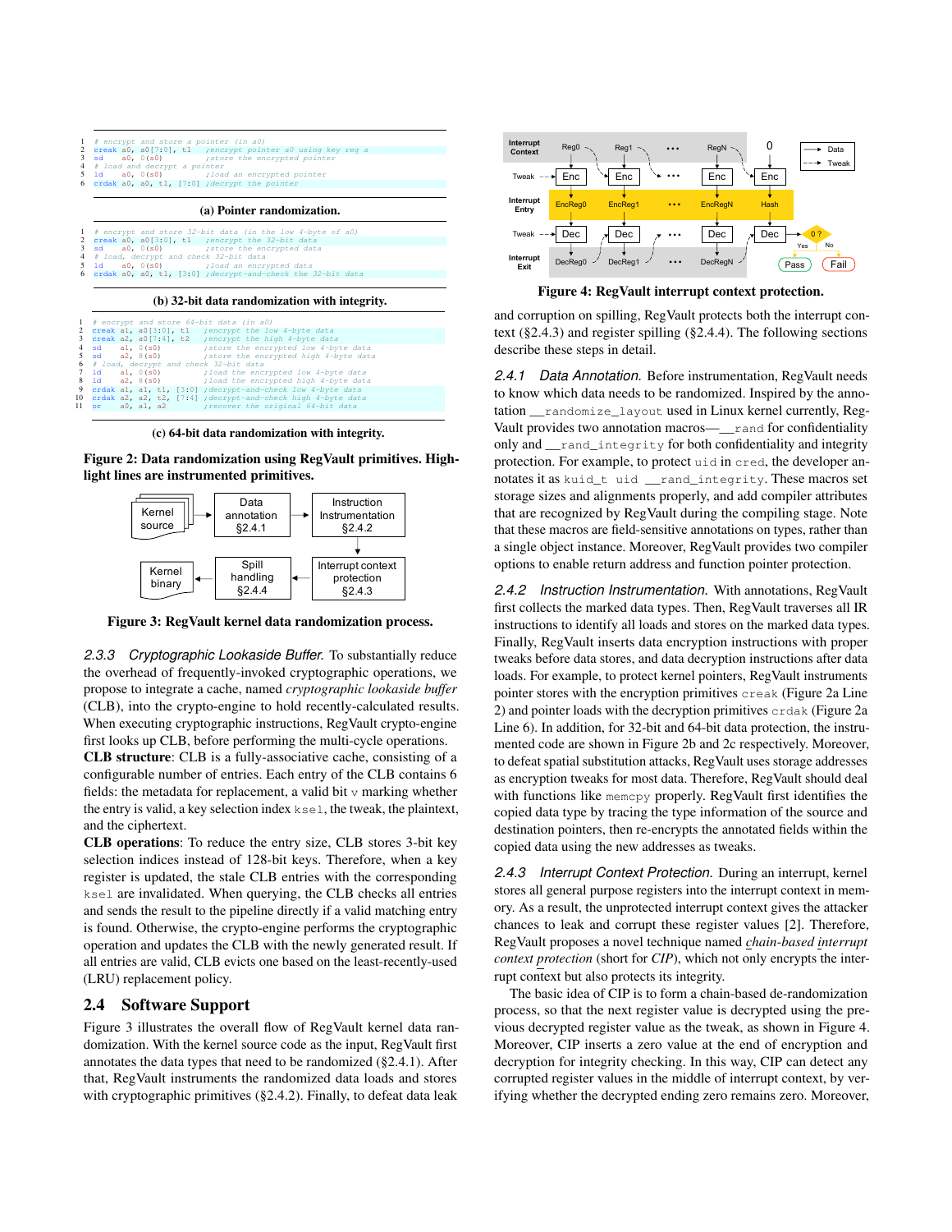```
1  # encrypt and store a pointer (in a0)
2  creak a0, a0[7:0], t1   ;encrypt pointer a0 using key reg a
3  sd    a0, 0(s0)         ;store the encrypted pointer
4  # load and decrypt a pointer
5  ld    a0, 0(s0)         ;load an encrypted pointer
6  crdak a0, a0, t1, [7:0] ;decrypt the pointer
```

**(a) Pointer randomization.**

```
1  # encrypt and store 32-bit data (in the low 4-byte of a0)
2  creak a0, a0[3:0], t1   ;encrypt the 32-bit data
3  sd    a0, 0(s0)         ;store the encrypted data
4  # load, decrypt and check 32-bit data
5  ld    a0, 0(s0)         ;load an encrypted data
6  crdak a0, a0, t1, [3:0] ;decrypt-and-check the 32-bit data
```

**(b) 32-bit data randomization with integrity.**

```
1  # encrypt and store 64-bit data (in a0)
2  creak a1, a0[3:0], t1   ;encrypt the low 4-byte data
3  creak a2, a0[7:4], t2   ;encrypt the high 4-byte data
4  sd    a1, 0(s0)         ;store the encrypted low 4-byte data
5  sd    a2, 8(s0)         ;store the encrypted high 4-byte data
6  # load, decrypt and check 32-bit data
7  ld    a1, 0(s0)         ;load the encrypted low 4-byte data
8  ld    a2, 8(s0)         ;load the encrypted high 4-byte data
9  crdak a1, a1, t1, [3:0] ;decrypt-and-check low 4-byte data
10 crdak a2, a2, t2, [7:4] ;decrypt-and-check high 4-byte data
11 or    a0, a1, a2        ;recover the original 64-bit data
```

**(c) 64-bit data randomization with integrity.**

**Figure 2: Data randomization using RegVault primitives. Highlight lines are instrumented primitives.**

**Figure 3: RegVault kernel data randomization process.**

### 2.3.3 *Cryptographic Lookaside Buffer.*

To substantially reduce the overhead of frequently-invoked cryptographic operations, we propose to integrate a cache, named *cryptographic lookaside buffer* (CLB), into the crypto-engine to hold recently-calculated results. When executing cryptographic instructions, RegVault crypto-engine first looks up CLB, before performing the multi-cycle operations.

**CLB structure**: CLB is a fully-associative cache, consisting of a configurable number of entries. Each entry of the CLB contains 6 fields: the metadata for replacement, a valid bit `v` marking whether the entry is valid, a key selection index `ksel`, the tweak, the plaintext, and the ciphertext.

**CLB operations**: To reduce the entry size, CLB stores 3-bit key selection indices instead of 128-bit keys. Therefore, when a key register is updated, the stale CLB entries with the corresponding `ksel` are invalidated. When querying, the CLB checks all entries and sends the result to the pipeline directly if a valid matching entry is found. Otherwise, the crypto-engine performs the cryptographic operation and updates the CLB with the newly generated result. If all entries are valid, CLB evicts one based on the least-recently-used (LRU) replacement policy.

## 2.4 Software Support

Figure 3 illustrates the overall flow of RegVault kernel data randomization. With the kernel source code as the input, RegVault first annotates the data types that need to be randomized (§2.4.1). After that, RegVault instruments the randomized data loads and stores with cryptographic primitives (§2.4.2). Finally, to defeat data leak and corruption on spilling, RegVault protects both the interrupt context (§2.4.3) and register spilling (§2.4.4). The following sections describe these steps in detail.

**Figure 4: RegVault interrupt context protection.**

### 2.4.1 *Data Annotation.*

Before instrumentation, RegVault needs to know which data needs to be randomized. Inspired by the annotation `__randomize_layout` used in Linux kernel currently, RegVault provides two annotation macros—`__rand` for confidentiality only and `__rand_integrity` for both confidentiality and integrity protection. For example, to protect `uid` in `cred`, the developer annotates it as `kuid_t uid __rand_integrity`. These macros set storage sizes and alignments properly, and add compiler attributes that are recognized by RegVault during the compiling stage. Note that these macros are field-sensitive annotations on types, rather than a single object instance. Moreover, RegVault provides two compiler options to enable return address and function pointer protection.

### 2.4.2 *Instruction Instrumentation.*

With annotations, RegVault first collects the marked data types. Then, RegVault traverses all IR instructions to identify all loads and stores on the marked data types. Finally, RegVault inserts data encryption instructions with proper tweaks before data stores, and data decryption instructions after data loads. For example, to protect kernel pointers, RegVault instruments pointer stores with the encryption primitives `creak` (Figure 2a Line 2) and pointer loads with the decryption primitives `crdak` (Figure 2a Line 6). In addition, for 32-bit and 64-bit data protection, the instrumented code are shown in Figure 2b and 2c respectively. Moreover, to defeat spatial substitution attacks, RegVault uses storage addresses as encryption tweaks for most data. Therefore, RegVault should deal with functions like `memcpy` properly. RegVault first identifies the copied data type by tracing the type information of the source and destination pointers, then re-encrypts the annotated fields within the copied data using the new addresses as tweaks.

### 2.4.3 *Interrupt Context Protection.*

During an interrupt, kernel stores all general purpose registers into the interrupt context in memory. As a result, the unprotected interrupt context gives the attacker chances to leak and corrupt these register values [2]. Therefore, RegVault proposes a novel technique named *chain-based interrupt context protection* (short for *CIP*), which not only encrypts the interrupt context but also protects its integrity.

The basic idea of CIP is to form a chain-based de-randomization process, so that the next register value is decrypted using the previous decrypted register value as the tweak, as shown in Figure 4. Moreover, CIP inserts a zero value at the end of encryption and decryption for integrity checking. In this way, CIP can detect any corrupted register values in the middle of interrupt context, by verifying whether the decrypted ending zero remains zero. Moreover,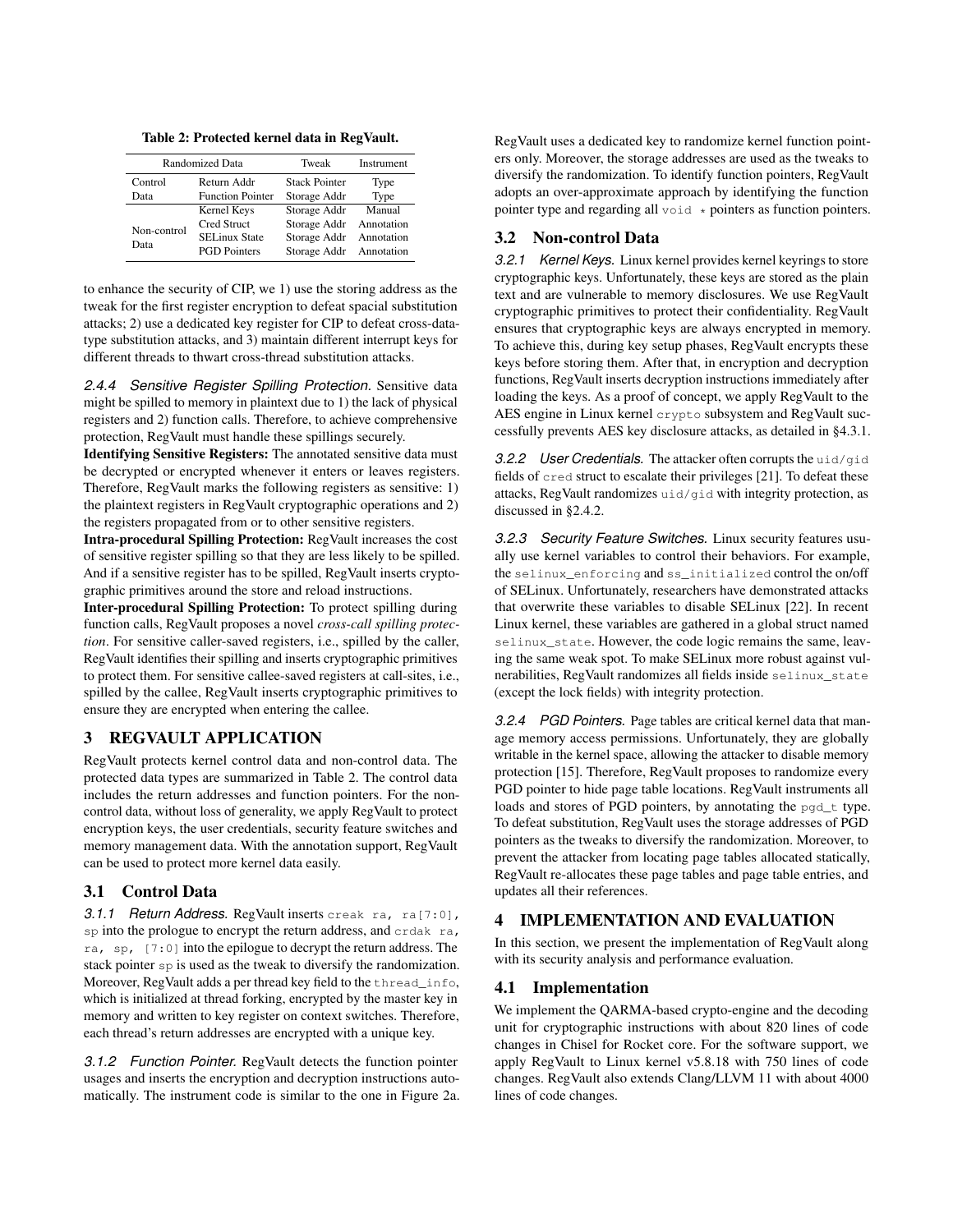Table 2: Protected kernel data in RegVault.

| Randomized Data | | Tweak | Instrument |
|---|---|---|---|
| Control Data | Return Addr | Stack Pointer | Type |
| | Function Pointer | Storage Addr | Type |
| Non-control Data | Kernel Keys | Storage Addr | Manual |
| | Cred Struct | Storage Addr | Annotation |
| | SELinux State | Storage Addr | Annotation |
| | PGD Pointers | Storage Addr | Annotation |

to enhance the security of CIP, we 1) use the storing address as the tweak for the first register encryption to defeat spacial substitution attacks; 2) use a dedicated key register for CIP to defeat cross-data-type substitution attacks, and 3) maintain different interrupt keys for different threads to thwart cross-thread substitution attacks.

*2.4.4 Sensitive Register Spilling Protection.* Sensitive data might be spilled to memory in plaintext due to 1) the lack of physical registers and 2) function calls. Therefore, to achieve comprehensive protection, RegVault must handle these spillings securely.

**Identifying Sensitive Registers:** The annotated sensitive data must be decrypted or encrypted whenever it enters or leaves registers. Therefore, RegVault marks the following registers as sensitive: 1) the plaintext registers in RegVault cryptographic operations and 2) the registers propagated from or to other sensitive registers.

**Intra-procedural Spilling Protection:** RegVault increases the cost of sensitive register spilling so that they are less likely to be spilled. And if a sensitive register has to be spilled, RegVault inserts cryptographic primitives around the store and reload instructions.

**Inter-procedural Spilling Protection:** To protect spilling during function calls, RegVault proposes a novel *cross-call spilling protection*. For sensitive caller-saved registers, i.e., spilled by the caller, RegVault identifies their spilling and inserts cryptographic primitives to protect them. For sensitive callee-saved registers at call-sites, i.e., spilled by the callee, RegVault inserts cryptographic primitives to ensure they are encrypted when entering the callee.

## 3 REGVAULT APPLICATION

RegVault protects kernel control data and non-control data. The protected data types are summarized in Table 2. The control data includes the return addresses and function pointers. For the non-control data, without loss of generality, we apply RegVault to protect encryption keys, the user credentials, security feature switches and memory management data. With the annotation support, RegVault can be used to protect more kernel data easily.

### 3.1 Control Data

*3.1.1 Return Address.* RegVault inserts `creak ra, ra[7:0], sp` into the prologue to encrypt the return address, and `crdak ra, ra, sp, [7:0]` into the epilogue to decrypt the return address. The stack pointer `sp` is used as the tweak to diversify the randomization. Moreover, RegVault adds a per thread key field to the `thread_info`, which is initialized at thread forking, encrypted by the master key in memory and written to key register on context switches. Therefore, each thread's return addresses are encrypted with a unique key.

*3.1.2 Function Pointer.* RegVault detects the function pointer usages and inserts the encryption and decryption instructions automatically. The instrument code is similar to the one in Figure 2a. RegVault uses a dedicated key to randomize kernel function pointers only. Moreover, the storage addresses are used as the tweaks to diversify the randomization. To identify function pointers, RegVault adopts an over-approximate approach by identifying the function pointer type and regarding all `void *` pointers as function pointers.

### 3.2 Non-control Data

*3.2.1 Kernel Keys.* Linux kernel provides kernel keyrings to store cryptographic keys. Unfortunately, these keys are stored as the plain text and are vulnerable to memory disclosures. We use RegVault cryptographic primitives to protect their confidentiality. RegVault ensures that cryptographic keys are always encrypted in memory. To achieve this, during key setup phases, RegVault encrypts these keys before storing them. After that, in encryption and decryption functions, RegVault inserts decryption instructions immediately after loading the keys. As a proof of concept, we apply RegVault to the AES engine in Linux kernel `crypto` subsystem and RegVault successfully prevents AES key disclosure attacks, as detailed in §4.3.1.

*3.2.2 User Credentials.* The attacker often corrupts the `uid/gid` fields of `cred` struct to escalate their privileges [21]. To defeat these attacks, RegVault randomizes `uid/gid` with integrity protection, as discussed in §2.4.2.

*3.2.3 Security Feature Switches.* Linux security features usually use kernel variables to control their behaviors. For example, the `selinux_enforcing` and `ss_initialized` control the on/off of SELinux. Unfortunately, researchers have demonstrated attacks that overwrite these variables to disable SELinux [22]. In recent Linux kernel, these variables are gathered in a global struct named `selinux_state`. However, the code logic remains the same, leaving the same weak spot. To make SELinux more robust against vulnerabilities, RegVault randomizes all fields inside `selinux_state` (except the lock fields) with integrity protection.

*3.2.4 PGD Pointers.* Page tables are critical kernel data that manage memory access permissions. Unfortunately, they are globally writable in the kernel space, allowing the attacker to disable memory protection [15]. Therefore, RegVault proposes to randomize every PGD pointer to hide page table locations. RegVault instruments all loads and stores of PGD pointers, by annotating the `pgd_t` type. To defeat substitution, RegVault uses the storage addresses of PGD pointers as the tweaks to diversify the randomization. Moreover, to prevent the attacker from locating page tables allocated statically, RegVault re-allocates these page tables and page table entries, and updates all their references.

## 4 IMPLEMENTATION AND EVALUATION

In this section, we present the implementation of RegVault along with its security analysis and performance evaluation.

### 4.1 Implementation

We implement the QARMA-based crypto-engine and the decoding unit for cryptographic instructions with about 820 lines of code changes in Chisel for Rocket core. For the software support, we apply RegVault to Linux kernel v5.8.18 with 750 lines of code changes. RegVault also extends Clang/LLVM 11 with about 4000 lines of code changes.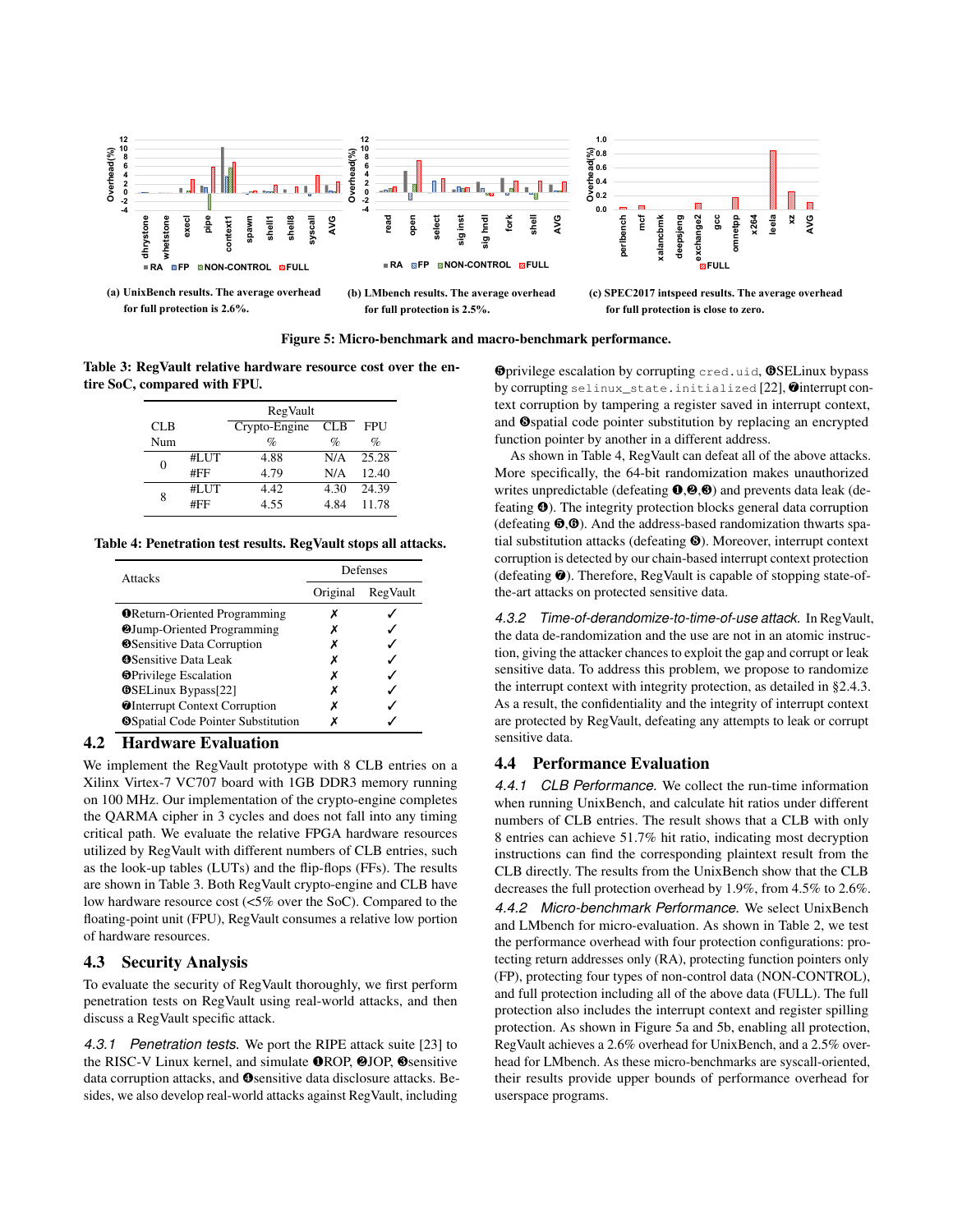(a) UnixBench results. The average overhead for full protection is 2.6%.

(b) LMbench results. The average overhead for full protection is 2.5%.

(c) SPEC2017 intspeed results. The average overhead for full protection is close to zero.

**Figure 5: Micro-benchmark and macro-benchmark performance.**

**Table 3: RegVault relative hardware resource cost over the entire SoC, compared with FPU.**

| CLB Num | | RegVault Crypto-Engine % | RegVault CLB % | FPU % |
|---|---|---|---|---|
| 0 | #LUT | 4.88 | N/A | 25.28 |
| | #FF | 4.79 | N/A | 12.40 |
| 8 | #LUT | 4.42 | 4.30 | 24.39 |
| | #FF | 4.55 | 4.84 | 11.78 |

**Table 4: Penetration test results. RegVault stops all attacks.**

| Attacks | Defenses: Original | Defenses: RegVault |
|---|---|---|
| ❶Return-Oriented Programming | ✗ | ✓ |
| ❷Jump-Oriented Programming | ✗ | ✓ |
| ❸Sensitive Data Corruption | ✗ | ✓ |
| ❹Sensitive Data Leak | ✗ | ✓ |
| ❺Privilege Escalation | ✗ | ✓ |
| ❻SELinux Bypass[22] | ✗ | ✓ |
| ❼Interrupt Context Corruption | ✗ | ✓ |
| ❽Spatial Code Pointer Substitution | ✗ | ✓ |

## 4.2 Hardware Evaluation

We implement the RegVault prototype with 8 CLB entries on a Xilinx Virtex-7 VC707 board with 1GB DDR3 memory running on 100 MHz. Our implementation of the crypto-engine completes the QARMA cipher in 3 cycles and does not fall into any timing critical path. We evaluate the relative FPGA hardware resources utilized by RegVault with different numbers of CLB entries, such as the look-up tables (LUTs) and the flip-flops (FFs). The results are shown in Table 3. Both RegVault crypto-engine and CLB have low hardware resource cost (<5% over the SoC). Compared to the floating-point unit (FPU), RegVault consumes a relative low portion of hardware resources.

## 4.3 Security Analysis

To evaluate the security of RegVault thoroughly, we first perform penetration tests on RegVault using real-world attacks, and then discuss a RegVault specific attack.

*4.3.1 Penetration tests.* We port the RIPE attack suite [23] to the RISC-V Linux kernel, and simulate ❶ROP, ❷JOP, ❸sensitive data corruption attacks, and ❹sensitive data disclosure attacks. Besides, we also develop real-world attacks against RegVault, including ❺privilege escalation by corrupting `cred.uid`, ❻SELinux bypass by corrupting `selinux_state.initialized` [22], ❼interrupt context corruption by tampering a register saved in interrupt context, and ❽spatial code pointer substitution by replacing an encrypted function pointer by another in a different address.

As shown in Table 4, RegVault can defeat all of the above attacks. More specifically, the 64-bit randomization makes unauthorized writes unpredictable (defeating ❶,❷,❸) and prevents data leak (defeating ❹). The integrity protection blocks general data corruption (defeating ❺,❻). And the address-based randomization thwarts spatial substitution attacks (defeating ❽). Moreover, interrupt context corruption is detected by our chain-based interrupt context protection (defeating ❼). Therefore, RegVault is capable of stopping state-of-the-art attacks on protected sensitive data.

*4.3.2 Time-of-derandomize-to-time-of-use attack.* In RegVault, the data de-randomization and the use are not in an atomic instruction, giving the attacker chances to exploit the gap and corrupt or leak sensitive data. To address this problem, we propose to randomize the interrupt context with integrity protection, as detailed in §2.4.3. As a result, the confidentiality and the integrity of interrupt context are protected by RegVault, defeating any attempts to leak or corrupt sensitive data.

## 4.4 Performance Evaluation

*4.4.1 CLB Performance.* We collect the run-time information when running UnixBench, and calculate hit ratios under different numbers of CLB entries. The result shows that a CLB with only 8 entries can achieve 51.7% hit ratio, indicating most decryption instructions can find the corresponding plaintext result from the CLB directly. The results from the UnixBench show that the CLB decreases the full protection overhead by 1.9%, from 4.5% to 2.6%.

*4.4.2 Micro-benchmark Performance.* We select UnixBench and LMbench for micro-evaluation. As shown in Table 2, we test the performance overhead with four protection configurations: protecting return addresses only (RA), protecting function pointers only (FP), protecting four types of non-control data (NON-CONTROL), and full protection including all of the above data (FULL). The full protection also includes the interrupt context and register spilling protection. As shown in Figure 5a and 5b, enabling all protection, RegVault achieves a 2.6% overhead for UnixBench, and a 2.5% overhead for LMBench. As these micro-benchmarks are syscall-oriented, their results provide upper bounds of performance overhead for userspace programs.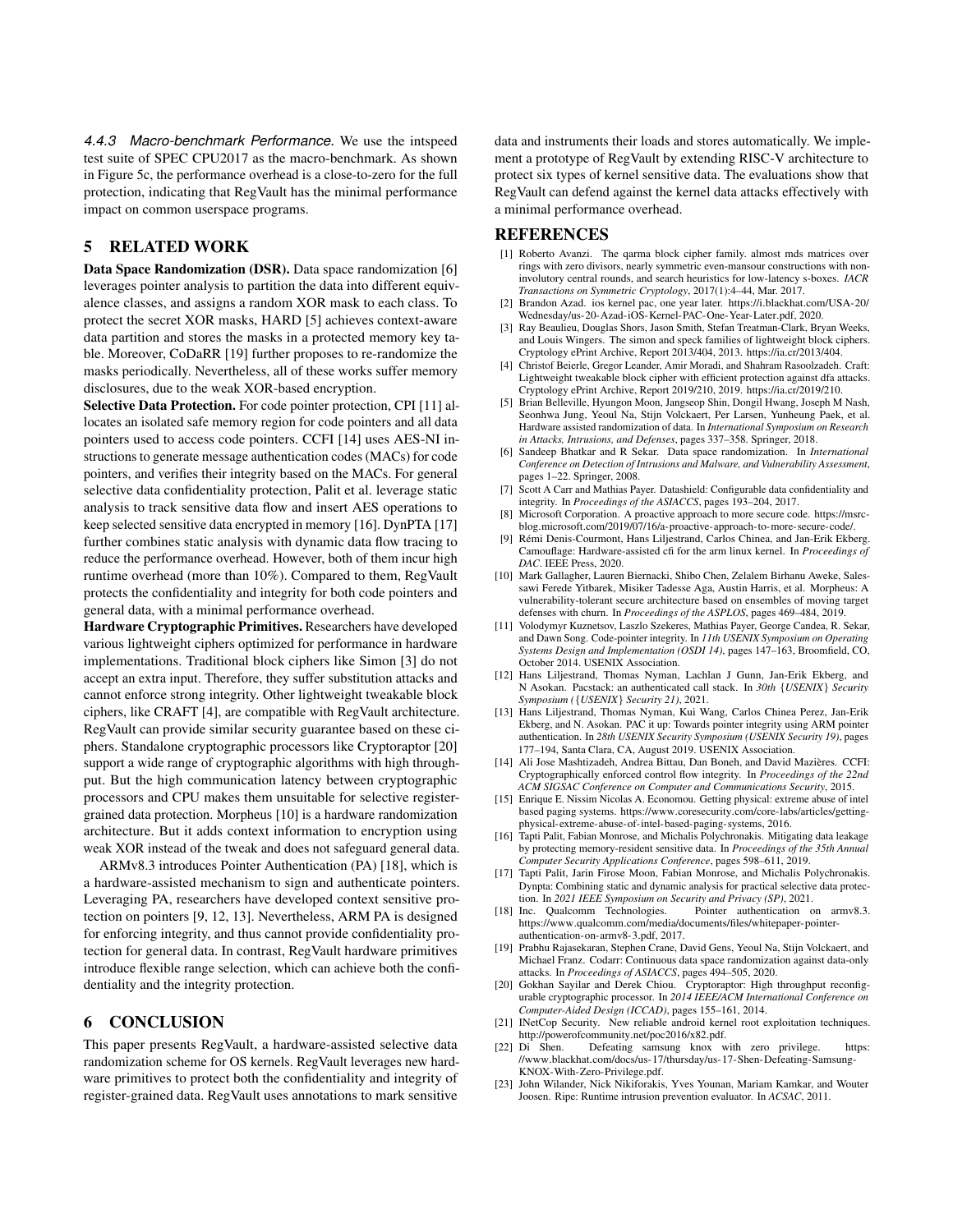*4.4.3 Macro-benchmark Performance.* We use the intspeed test suite of SPEC CPU2017 as the macro-benchmark. As shown in Figure 5c, the performance overhead is a close-to-zero for the full protection, indicating that RegVault has the minimal performance impact on common userspace programs.

## 5 RELATED WORK

**Data Space Randomization (DSR).** Data space randomization [6] leverages pointer analysis to partition the data into different equivalence classes, and assigns a random XOR mask to each class. To protect the secret XOR masks, HARD [5] achieves context-aware data partition and stores the masks in a protected memory key table. Moreover, CoDaRR [19] further proposes to re-randomize the masks periodically. Nevertheless, all of these works suffer memory disclosures, due to the weak XOR-based encryption.

**Selective Data Protection.** For code pointer protection, CPI [11] allocates an isolated safe memory region for code pointers and all data pointers used to access code pointers. CCFI [14] uses AES-NI instructions to generate message authentication codes (MACs) for code pointers, and verifies their integrity based on the MACs. For general selective data confidentiality protection, Palit et al. leverage static analysis to track sensitive data flow and insert AES operations to keep selected sensitive data encrypted in memory [16]. DynPTA [17] further combines static analysis with dynamic data flow tracing to reduce the performance overhead. However, both of them incur high runtime overhead (more than 10%). Compared to them, RegVault protects the confidentiality and integrity for both code pointers and general data, with a minimal performance overhead.

**Hardware Cryptographic Primitives.** Researchers have developed various lightweight ciphers optimized for performance in hardware implementations. Traditional block ciphers like Simon [3] do not accept an extra input. Therefore, they suffer substitution attacks and cannot enforce strong integrity. Other lightweight tweakable block ciphers, like CRAFT [4], are compatible with RegVault architecture. RegVault can provide similar security guarantee based on these ciphers. Standalone cryptographic processors like Cryptoraptor [20] support a wide range of cryptographic algorithms with high throughput. But the high communication latency between cryptographic processors and CPU makes them unsuitable for selective register-grained data protection. Morpheus [10] is a hardware randomization architecture. But it adds context information to encryption using weak XOR instead of the tweak and does not safeguard general data.

ARMv8.3 introduces Pointer Authentication (PA) [18], which is a hardware-assisted mechanism to sign and authenticate pointers. Leveraging PA, researchers have developed context sensitive protection on pointers [9, 12, 13]. Nevertheless, ARM PA is designed for enforcing integrity, and thus cannot provide confidentiality protection for general data. In contrast, RegVault hardware primitives introduce flexible range selection, which can achieve both the confidentiality and the integrity protection.

## 6 CONCLUSION

This paper presents RegVault, a hardware-assisted selective data randomization scheme for OS kernels. RegVault leverages new hardware primitives to protect both the confidentiality and integrity of register-grained data. RegVault uses annotations to mark sensitive data and instruments their loads and stores automatically. We implement a prototype of RegVault by extending RISC-V architecture to protect six types of kernel sensitive data. The evaluations show that RegVault can defend against the kernel data attacks effectively with a minimal performance overhead.

## REFERENCES

[1] Roberto Avanzi. The qarma block cipher family. almost mds matrices over rings with zero divisors, nearly symmetric even-mansour constructions with non-involutory central rounds, and search heuristics for low-latency s-boxes. *IACR Transactions on Symmetric Cryptology*, 2017(1):4–44, Mar. 2017.

[2] Brandon Azad. ios kernel pac, one year later. https://i.blackhat.com/USA-20/Wednesday/us-20-Azad-iOS-Kernel-PAC-One-Year-Later.pdf, 2020.

[3] Ray Beaulieu, Douglas Shors, Jason Smith, Stefan Treatman-Clark, Bryan Weeks, and Louis Wingers. The simon and speck families of lightweight block ciphers. Cryptology ePrint Archive, Report 2013/404, 2013. https://ia.cr/2013/404.

[4] Christof Beierle, Gregor Leander, Amir Moradi, and Shahram Rasoolzadeh. Craft: Lightweight tweakable block cipher with efficient protection against dfa attacks. Cryptology ePrint Archive, Report 2019/210, 2019. https://ia.cr/2019/210.

[5] Brian Belleville, Hyungon Moon, Jangseop Shin, Dongil Hwang, Joseph M Nash, Seonhwa Jung, Yeoul Na, Stijn Volckaert, Per Larsen, Yunheung Paek, et al. Hardware assisted randomization of data. In *International Symposium on Research in Attacks, Intrusions, and Defenses*, pages 337–358. Springer, 2018.

[6] Sandeep Bhatkar and R Sekar. Data space randomization. In *International Conference on Detection of Intrusions and Malware, and Vulnerability Assessment*, pages 1–22. Springer, 2008.

[7] Scott A Carr and Mathias Payer. Datashield: Configurable data confidentiality and integrity. In *Proceedings of the ASIACCS*, pages 193–204, 2017.

[8] Microsoft Corporation. A proactive approach to more secure code. https://msrc-blog.microsoft.com/2019/07/16/a-proactive-approach-to-more-secure-code/.

[9] Rémi Denis-Courmont, Hans Liljestrand, Carlos Chinea, and Jan-Erik Ekberg. Camouflage: Hardware-assisted cfi for the arm linux kernel. In *Proceedings of DAC*. IEEE Press, 2020.

[10] Mark Gallagher, Lauren Biernacki, Shibo Chen, Zelalem Birhanu Aweke, Salessawi Ferede Yitbarek, Misiker Tadesse Aga, Austin Harris, et al. Morpheus: A vulnerability-tolerant secure architecture based on ensembles of moving target defenses with churn. In *Proceedings of the ASPLOS*, pages 469–484, 2019.

[11] Volodymyr Kuznetsov, Laszlo Szekeres, Mathias Payer, George Candea, R. Sekar, and Dawn Song. Code-pointer integrity. In *11th USENIX Symposium on Operating Systems Design and Implementation (OSDI 14)*, pages 147–163, Broomfield, CO, October 2014. USENIX Association.

[12] Hans Liljestrand, Thomas Nyman, Lachlan J Gunn, Jan-Erik Ekberg, and N Asokan. Pacstack: an authenticated call stack. In *30th {USENIX} Security Symposium ({USENIX} Security 21)*, 2021.

[13] Hans Liljestrand, Thomas Nyman, Kui Wang, Carlos Chinea Perez, Jan-Erik Ekberg, and N. Asokan. PAC it up: Towards pointer integrity using ARM pointer authentication. In *28th USENIX Security Symposium (USENIX Security 19)*, pages 177–194, Santa Clara, CA, August 2019. USENIX Association.

[14] Ali Jose Mashtizadeh, Andrea Bittau, Dan Boneh, and David Mazières. CCFI: Cryptographically enforced control flow integrity. In *Proceedings of the 22nd ACM SIGSAC Conference on Computer and Communications Security*, 2015.

[15] Enrique E. Nissim Nicolas A. Economou. Getting physical: extreme abuse of intel based paging systems. https://www.coresecurity.com/core-labs/articles/getting-physical-extreme-abuse-of-intel-based-paging-systems, 2016.

[16] Tapti Palit, Fabian Monrose, and Michalis Polychronakis. Mitigating data leakage by protecting memory-resident sensitive data. In *Proceedings of the 35th Annual Computer Security Applications Conference*, pages 598–611, 2019.

[17] Tapti Palit, Jarin Firose Moon, Fabian Monrose, and Michalis Polychronakis. Dynpta: Combining static and dynamic analysis for practical selective data protection. In *2021 IEEE Symposium on Security and Privacy (SP)*, 2021.

[18] Inc. Qualcomm Technologies. Pointer authentication on armv8.3. https://www.qualcomm.com/media/documents/files/whitepaper-pointer-authentication-on-armv8-3.pdf, 2017.

[19] Prabhu Rajasekaran, Stephen Crane, David Gens, Yeoul Na, Stijn Volckaert, and Michael Franz. Codarr: Continuous data space randomization against data-only attacks. In *Proceedings of ASIACCS*, pages 494–505, 2020.

[20] Gokhan Sayilar and Derek Chiou. Cryptoraptor: High throughput reconfigurable cryptographic processor. In *2014 IEEE/ACM International Conference on Computer-Aided Design (ICCAD)*, pages 155–161, 2014.

[21] INetCop Security. New reliable android kernel root exploitation techniques. http://powerofcommunity.net/poc2016/x82.pdf.

[22] Di Shen. Defeating samsung knox with zero privilege. https://www.blackhat.com/docs/us-17/thursday/us-17-Shen-Defeating-Samsung-KNOX-With-Zero-Privilege.pdf.

[23] John Wilander, Nick Nikiforakis, Yves Younan, Mariam Kamkar, and Wouter Joosen. Ripe: Runtime intrusion prevention evaluator. In *ACSAC*, 2011.